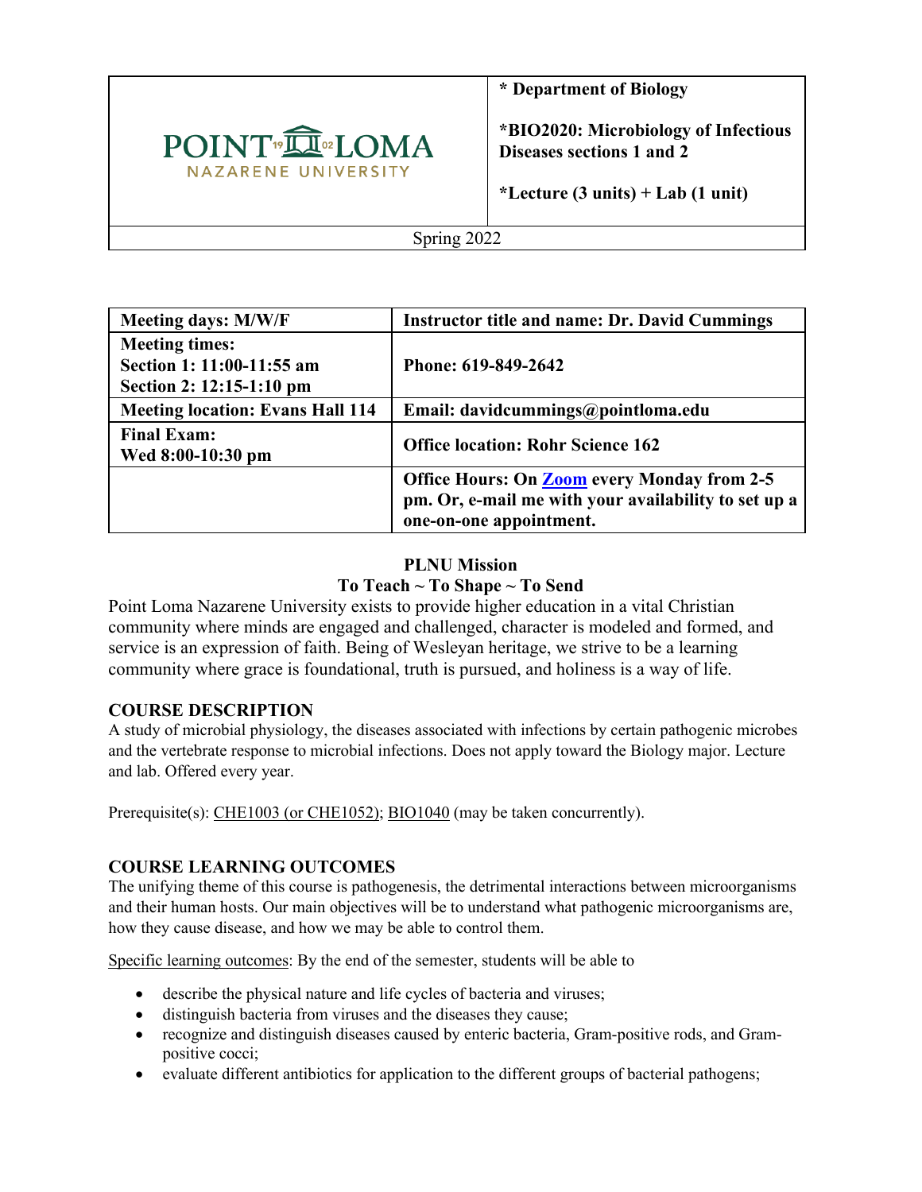| POINT LOMA NAZARENE UNIVERSITY | * Department of Biology<br><br>*BIO2020: Microbiology of Infectious Diseases sections 1 and 2<br><br>*Lecture (3 units) + Lab (1 unit) |
|---|---|
| Spring 2022 | |

| Meeting days: M/W/F | Instructor title and name: Dr. David Cummings |
|---|---|
| Meeting times:<br>Section 1: 11:00-11:55 am<br>Section 2: 12:15-1:10 pm | Phone: 619-849-2642 |
| Meeting location: Evans Hall 114 | Email: davidcummings@pointloma.edu |
| Final Exam:<br>Wed 8:00-10:30 pm | Office location: Rohr Science 162 |
| | Office Hours: On Zoom every Monday from 2-5 pm. Or, e-mail me with your availability to set up a one-on-one appointment. |

**PLNU Mission**
**To Teach ~ To Shape ~ To Send**

Point Loma Nazarene University exists to provide higher education in a vital Christian community where minds are engaged and challenged, character is modeled and formed, and service is an expression of faith. Being of Wesleyan heritage, we strive to be a learning community where grace is foundational, truth is pursued, and holiness is a way of life.

## COURSE DESCRIPTION

A study of microbial physiology, the diseases associated with infections by certain pathogenic microbes and the vertebrate response to microbial infections. Does not apply toward the Biology major. Lecture and lab. Offered every year.

Prerequisite(s): CHE1003 (or CHE1052); BIO1040 (may be taken concurrently).

## COURSE LEARNING OUTCOMES

The unifying theme of this course is pathogenesis, the detrimental interactions between microorganisms and their human hosts. Our main objectives will be to understand what pathogenic microorganisms are, how they cause disease, and how we may be able to control them.

Specific learning outcomes: By the end of the semester, students will be able to

- describe the physical nature and life cycles of bacteria and viruses;
- distinguish bacteria from viruses and the diseases they cause;
- recognize and distinguish diseases caused by enteric bacteria, Gram-positive rods, and Gram-positive cocci;
- evaluate different antibiotics for application to the different groups of bacterial pathogens;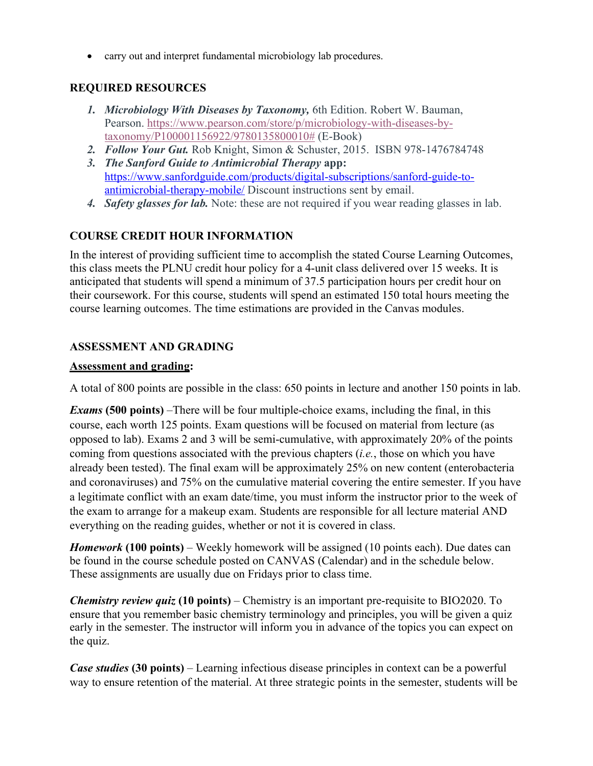- carry out and interpret fundamental microbiology lab procedures.

## REQUIRED RESOURCES

1. ***Microbiology With Diseases by Taxonomy,*** 6th Edition. Robert W. Bauman, Pearson. https://www.pearson.com/store/p/microbiology-with-diseases-by-taxonomy/P100001156922/9780135800010# (E-Book)
2. ***Follow Your Gut.*** Rob Knight, Simon & Schuster, 2015. ISBN 978-1476784748
3. ***The Sanford Guide to Antimicrobial Therapy* app:** https://www.sanfordguide.com/products/digital-subscriptions/sanford-guide-to-antimicrobial-therapy-mobile/ Discount instructions sent by email.
4. ***Safety glasses for lab.*** Note: these are not required if you wear reading glasses in lab.

## COURSE CREDIT HOUR INFORMATION

In the interest of providing sufficient time to accomplish the stated Course Learning Outcomes, this class meets the PLNU credit hour policy for a 4-unit class delivered over 15 weeks. It is anticipated that students will spend a minimum of 37.5 participation hours per credit hour on their coursework. For this course, students will spend an estimated 150 total hours meeting the course learning outcomes. The time estimations are provided in the Canvas modules.

## ASSESSMENT AND GRADING

**Assessment and grading:**

A total of 800 points are possible in the class: 650 points in lecture and another 150 points in lab.

***Exams* (500 points)** –There will be four multiple-choice exams, including the final, in this course, each worth 125 points. Exam questions will be focused on material from lecture (as opposed to lab). Exams 2 and 3 will be semi-cumulative, with approximately 20% of the points coming from questions associated with the previous chapters (*i.e.*, those on which you have already been tested). The final exam will be approximately 25% on new content (enterobacteria and coronaviruses) and 75% on the cumulative material covering the entire semester. If you have a legitimate conflict with an exam date/time, you must inform the instructor prior to the week of the exam to arrange for a makeup exam. Students are responsible for all lecture material AND everything on the reading guides, whether or not it is covered in class.

***Homework* (100 points)** – Weekly homework will be assigned (10 points each). Due dates can be found in the course schedule posted on CANVAS (Calendar) and in the schedule below. These assignments are usually due on Fridays prior to class time.

***Chemistry review quiz* (10 points)** – Chemistry is an important pre-requisite to BIO2020. To ensure that you remember basic chemistry terminology and principles, you will be given a quiz early in the semester. The instructor will inform you in advance of the topics you can expect on the quiz.

***Case studies* (30 points)** – Learning infectious disease principles in context can be a powerful way to ensure retention of the material. At three strategic points in the semester, students will be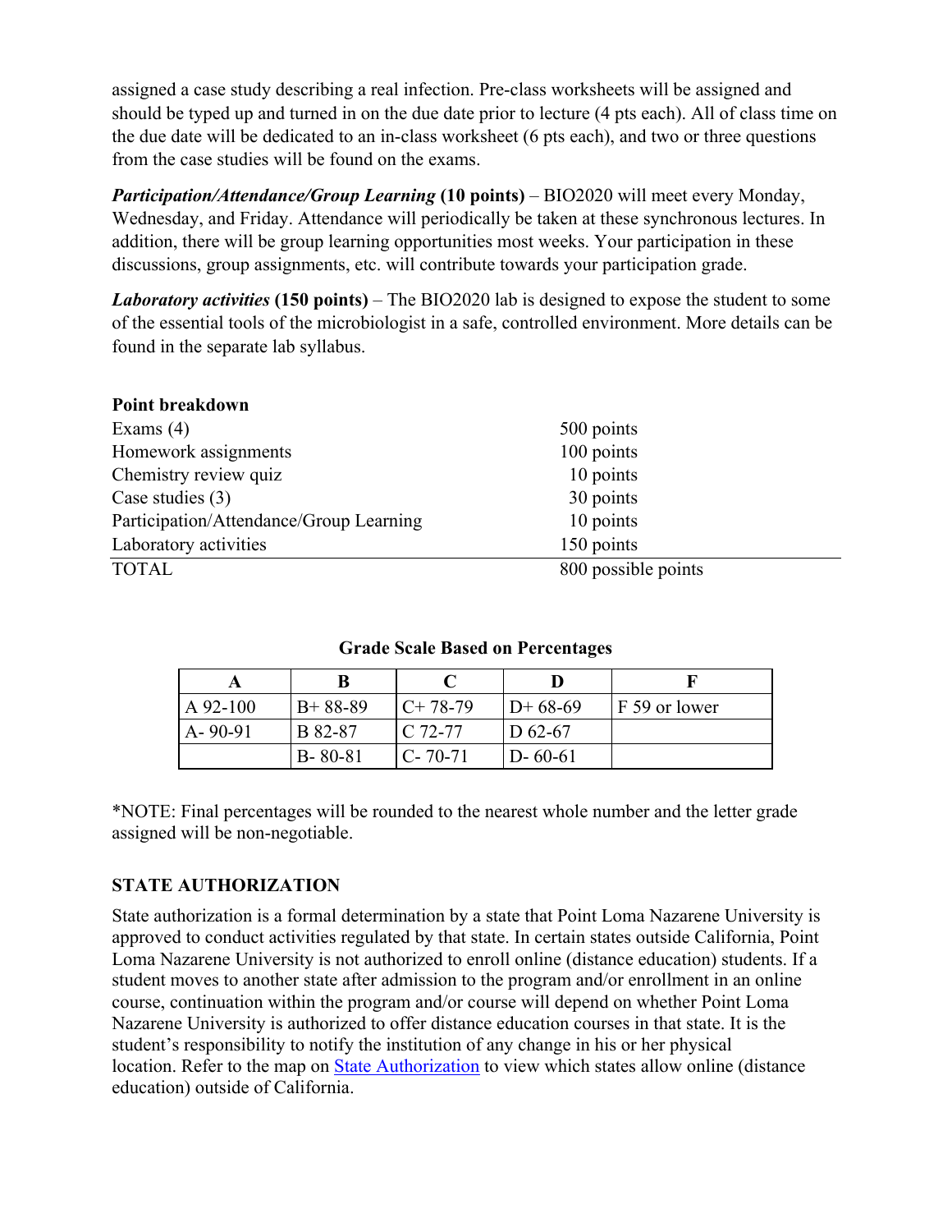assigned a case study describing a real infection. Pre-class worksheets will be assigned and should be typed up and turned in on the due date prior to lecture (4 pts each). All of class time on the due date will be dedicated to an in-class worksheet (6 pts each), and two or three questions from the case studies will be found on the exams.

***Participation/Attendance/Group Learning* (10 points)** – BIO2020 will meet every Monday, Wednesday, and Friday. Attendance will periodically be taken at these synchronous lectures. In addition, there will be group learning opportunities most weeks. Your participation in these discussions, group assignments, etc. will contribute towards your participation grade.

***Laboratory activities* (150 points)** – The BIO2020 lab is designed to expose the student to some of the essential tools of the microbiologist in a safe, controlled environment. More details can be found in the separate lab syllabus.

| **Point breakdown** | |
|---|---|
| Exams (4) | 500 points |
| Homework assignments | 100 points |
| Chemistry review quiz | 10 points |
| Case studies (3) | 30 points |
| Participation/Attendance/Group Learning | 10 points |
| Laboratory activities | 150 points |
| TOTAL | 800 possible points |

**Grade Scale Based on Percentages**

| A | B | C | D | F |
|---|---|---|---|---|
| A 92-100 | B+ 88-89 | C+ 78-79 | D+ 68-69 | F 59 or lower |
| A- 90-91 | B 82-87 | C 72-77 | D 62-67 | |
| | B- 80-81 | C- 70-71 | D- 60-61 | |

*NOTE: Final percentages will be rounded to the nearest whole number and the letter grade assigned will be non-negotiable.

## STATE AUTHORIZATION

State authorization is a formal determination by a state that Point Loma Nazarene University is approved to conduct activities regulated by that state. In certain states outside California, Point Loma Nazarene University is not authorized to enroll online (distance education) students. If a student moves to another state after admission to the program and/or enrollment in an online course, continuation within the program and/or course will depend on whether Point Loma Nazarene University is authorized to offer distance education courses in that state. It is the student's responsibility to notify the institution of any change in his or her physical location. Refer to the map on State Authorization to view which states allow online (distance education) outside of California.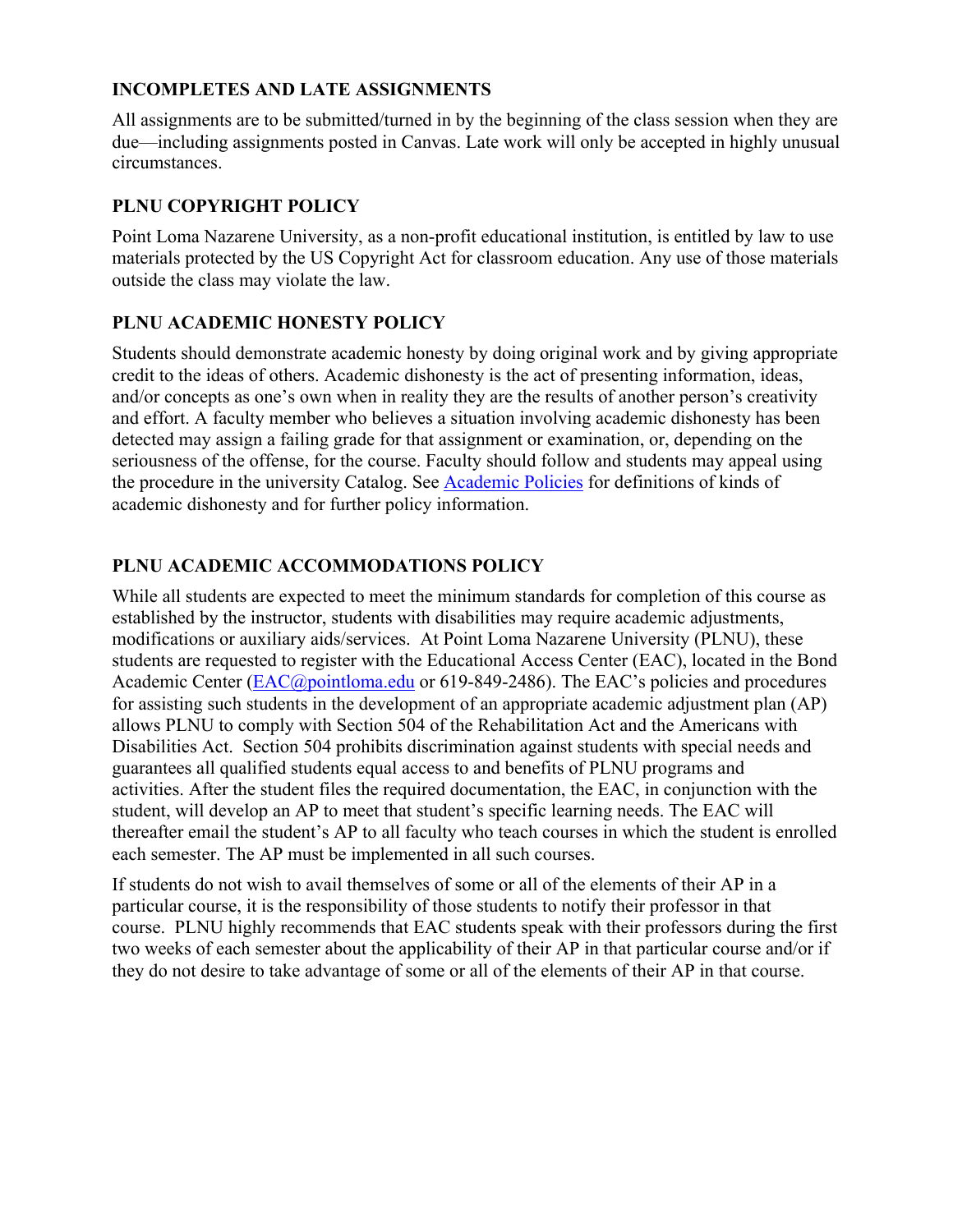## INCOMPLETES AND LATE ASSIGNMENTS

All assignments are to be submitted/turned in by the beginning of the class session when they are due—including assignments posted in Canvas. Late work will only be accepted in highly unusual circumstances.

## PLNU COPYRIGHT POLICY

Point Loma Nazarene University, as a non-profit educational institution, is entitled by law to use materials protected by the US Copyright Act for classroom education. Any use of those materials outside the class may violate the law.

## PLNU ACADEMIC HONESTY POLICY

Students should demonstrate academic honesty by doing original work and by giving appropriate credit to the ideas of others. Academic dishonesty is the act of presenting information, ideas, and/or concepts as one's own when in reality they are the results of another person's creativity and effort. A faculty member who believes a situation involving academic dishonesty has been detected may assign a failing grade for that assignment or examination, or, depending on the seriousness of the offense, for the course. Faculty should follow and students may appeal using the procedure in the university Catalog. See Academic Policies for definitions of kinds of academic dishonesty and for further policy information.

## PLNU ACADEMIC ACCOMMODATIONS POLICY

While all students are expected to meet the minimum standards for completion of this course as established by the instructor, students with disabilities may require academic adjustments, modifications or auxiliary aids/services. At Point Loma Nazarene University (PLNU), these students are requested to register with the Educational Access Center (EAC), located in the Bond Academic Center (EAC@pointloma.edu or 619-849-2486). The EAC's policies and procedures for assisting such students in the development of an appropriate academic adjustment plan (AP) allows PLNU to comply with Section 504 of the Rehabilitation Act and the Americans with Disabilities Act. Section 504 prohibits discrimination against students with special needs and guarantees all qualified students equal access to and benefits of PLNU programs and activities. After the student files the required documentation, the EAC, in conjunction with the student, will develop an AP to meet that student's specific learning needs. The EAC will thereafter email the student's AP to all faculty who teach courses in which the student is enrolled each semester. The AP must be implemented in all such courses.

If students do not wish to avail themselves of some or all of the elements of their AP in a particular course, it is the responsibility of those students to notify their professor in that course. PLNU highly recommends that EAC students speak with their professors during the first two weeks of each semester about the applicability of their AP in that particular course and/or if they do not desire to take advantage of some or all of the elements of their AP in that course.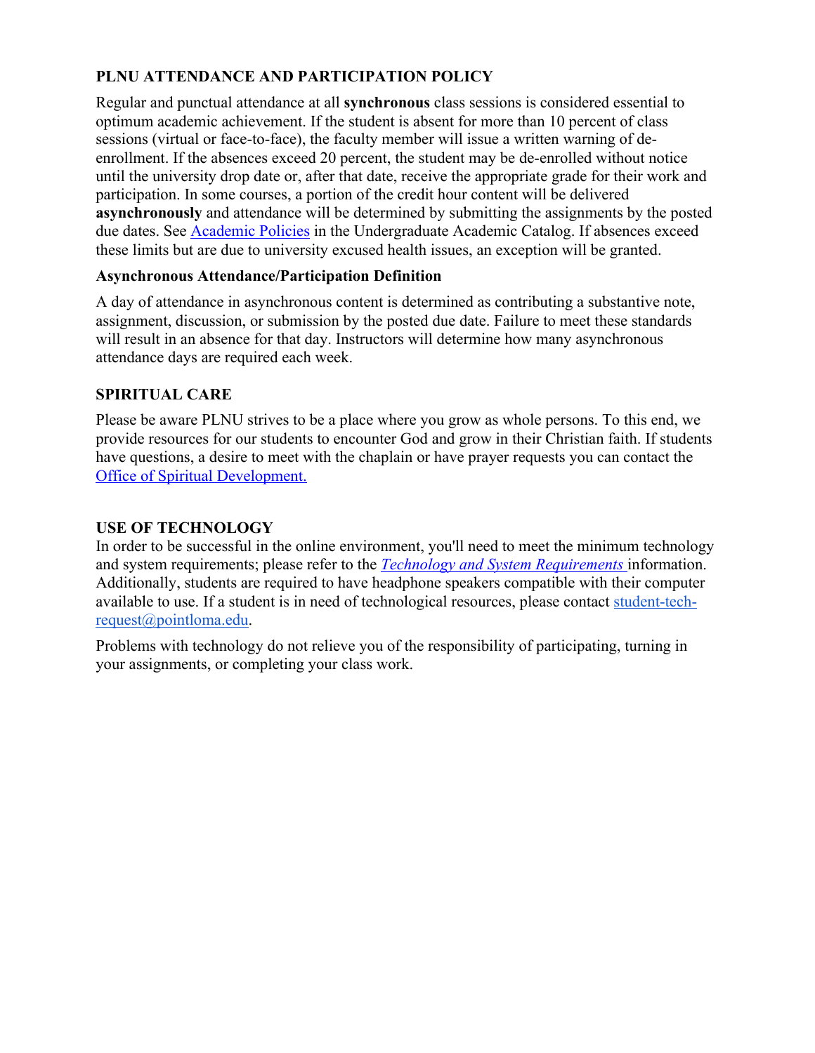## PLNU ATTENDANCE AND PARTICIPATION POLICY

Regular and punctual attendance at all **synchronous** class sessions is considered essential to optimum academic achievement. If the student is absent for more than 10 percent of class sessions (virtual or face-to-face), the faculty member will issue a written warning of de-enrollment. If the absences exceed 20 percent, the student may be de-enrolled without notice until the university drop date or, after that date, receive the appropriate grade for their work and participation. In some courses, a portion of the credit hour content will be delivered **asynchronously** and attendance will be determined by submitting the assignments by the posted due dates. See Academic Policies in the Undergraduate Academic Catalog. If absences exceed these limits but are due to university excused health issues, an exception will be granted.

### Asynchronous Attendance/Participation Definition

A day of attendance in asynchronous content is determined as contributing a substantive note, assignment, discussion, or submission by the posted due date. Failure to meet these standards will result in an absence for that day. Instructors will determine how many asynchronous attendance days are required each week.

## SPIRITUAL CARE

Please be aware PLNU strives to be a place where you grow as whole persons. To this end, we provide resources for our students to encounter God and grow in their Christian faith. If students have questions, a desire to meet with the chaplain or have prayer requests you can contact the Office of Spiritual Development.

## USE OF TECHNOLOGY

In order to be successful in the online environment, you'll need to meet the minimum technology and system requirements; please refer to the *Technology and System Requirements* information. Additionally, students are required to have headphone speakers compatible with their computer available to use. If a student is in need of technological resources, please contact student-tech-request@pointloma.edu.

Problems with technology do not relieve you of the responsibility of participating, turning in your assignments, or completing your class work.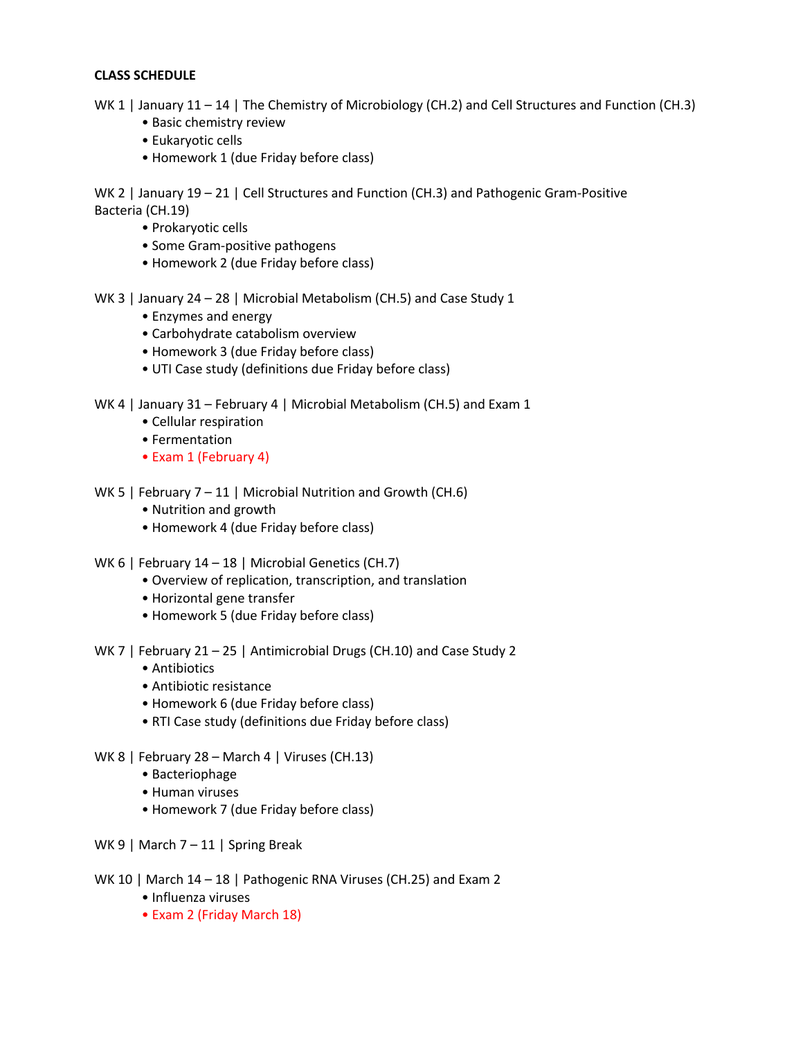**CLASS SCHEDULE**

WK 1 | January 11 – 14 | The Chemistry of Microbiology (CH.2) and Cell Structures and Function (CH.3)

- Basic chemistry review
- Eukaryotic cells
- Homework 1 (due Friday before class)

WK 2 | January 19 – 21 | Cell Structures and Function (CH.3) and Pathogenic Gram-Positive Bacteria (CH.19)

- Prokaryotic cells
- Some Gram-positive pathogens
- Homework 2 (due Friday before class)

WK 3 | January 24 – 28 | Microbial Metabolism (CH.5) and Case Study 1

- Enzymes and energy
- Carbohydrate catabolism overview
- Homework 3 (due Friday before class)
- UTI Case study (definitions due Friday before class)

WK 4 | January 31 – February 4 | Microbial Metabolism (CH.5) and Exam 1

- Cellular respiration
- Fermentation
- Exam 1 (February 4)

WK 5 | February 7 – 11 | Microbial Nutrition and Growth (CH.6)

- Nutrition and growth
- Homework 4 (due Friday before class)

WK 6 | February 14 – 18 | Microbial Genetics (CH.7)

- Overview of replication, transcription, and translation
- Horizontal gene transfer
- Homework 5 (due Friday before class)

WK 7 | February 21 – 25 | Antimicrobial Drugs (CH.10) and Case Study 2

- Antibiotics
- Antibiotic resistance
- Homework 6 (due Friday before class)
- RTI Case study (definitions due Friday before class)

WK 8 | February 28 – March 4 | Viruses (CH.13)

- Bacteriophage
- Human viruses
- Homework 7 (due Friday before class)

WK 9 | March 7 – 11 | Spring Break

WK 10 | March 14 – 18 | Pathogenic RNA Viruses (CH.25) and Exam 2

- Influenza viruses
- Exam 2 (Friday March 18)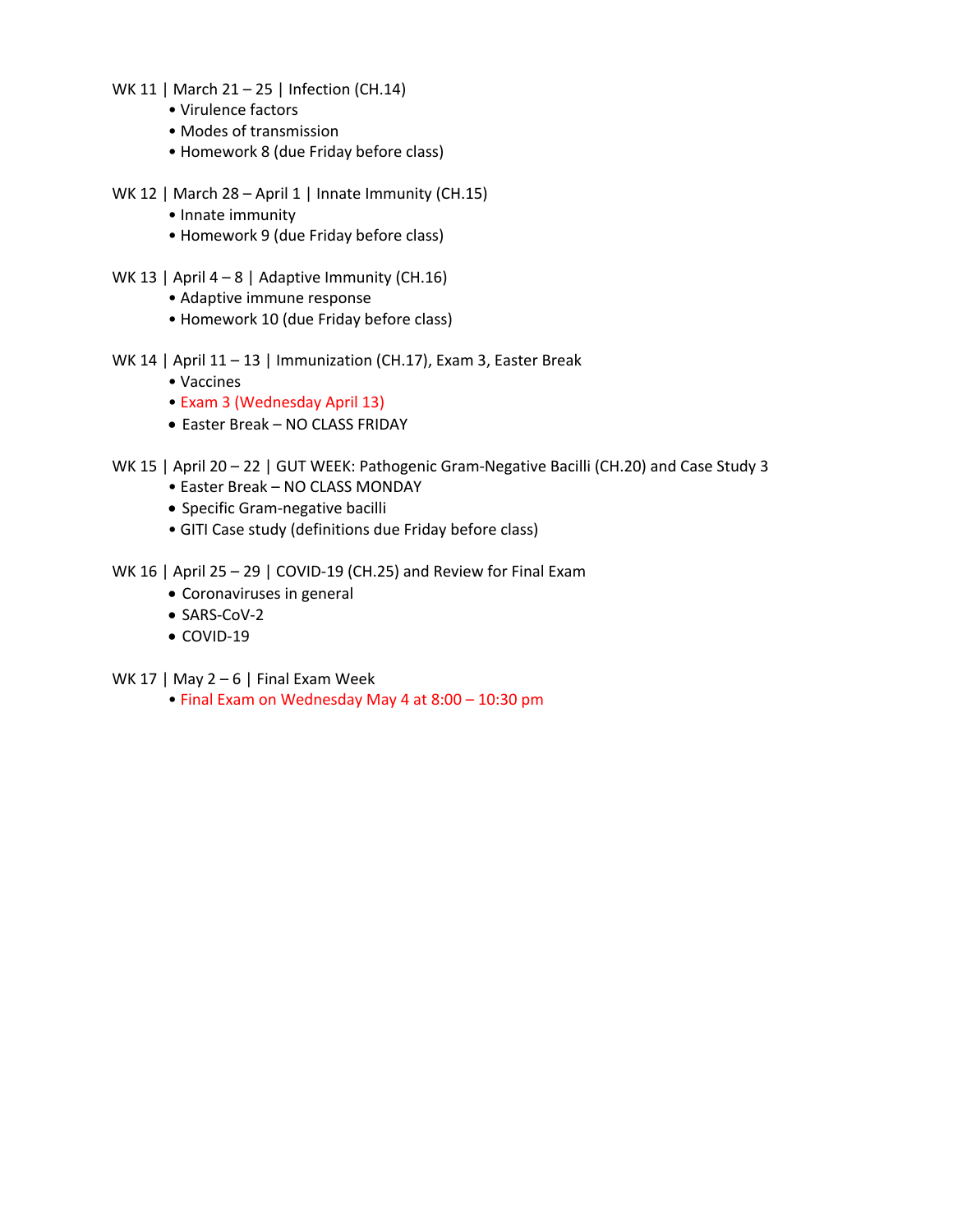WK 11 | March 21 – 25 | Infection (CH.14)

- Virulence factors
- Modes of transmission
- Homework 8 (due Friday before class)

WK 12 | March 28 – April 1 | Innate Immunity (CH.15)

- Innate immunity
- Homework 9 (due Friday before class)

WK 13 | April 4 – 8 | Adaptive Immunity (CH.16)

- Adaptive immune response
- Homework 10 (due Friday before class)

WK 14 | April 11 – 13 | Immunization (CH.17), Exam 3, Easter Break

- Vaccines
- Exam 3 (Wednesday April 13)
- Easter Break – NO CLASS FRIDAY

WK 15 | April 20 – 22 | GUT WEEK: Pathogenic Gram-Negative Bacilli (CH.20) and Case Study 3

- Easter Break – NO CLASS MONDAY
- Specific Gram-negative bacilli
- GITI Case study (definitions due Friday before class)

WK 16 | April 25 – 29 | COVID-19 (CH.25) and Review for Final Exam

- Coronaviruses in general
- SARS-CoV-2
- COVID-19

WK 17 | May 2 – 6 | Final Exam Week

- Final Exam on Wednesday May 4 at 8:00 – 10:30 pm